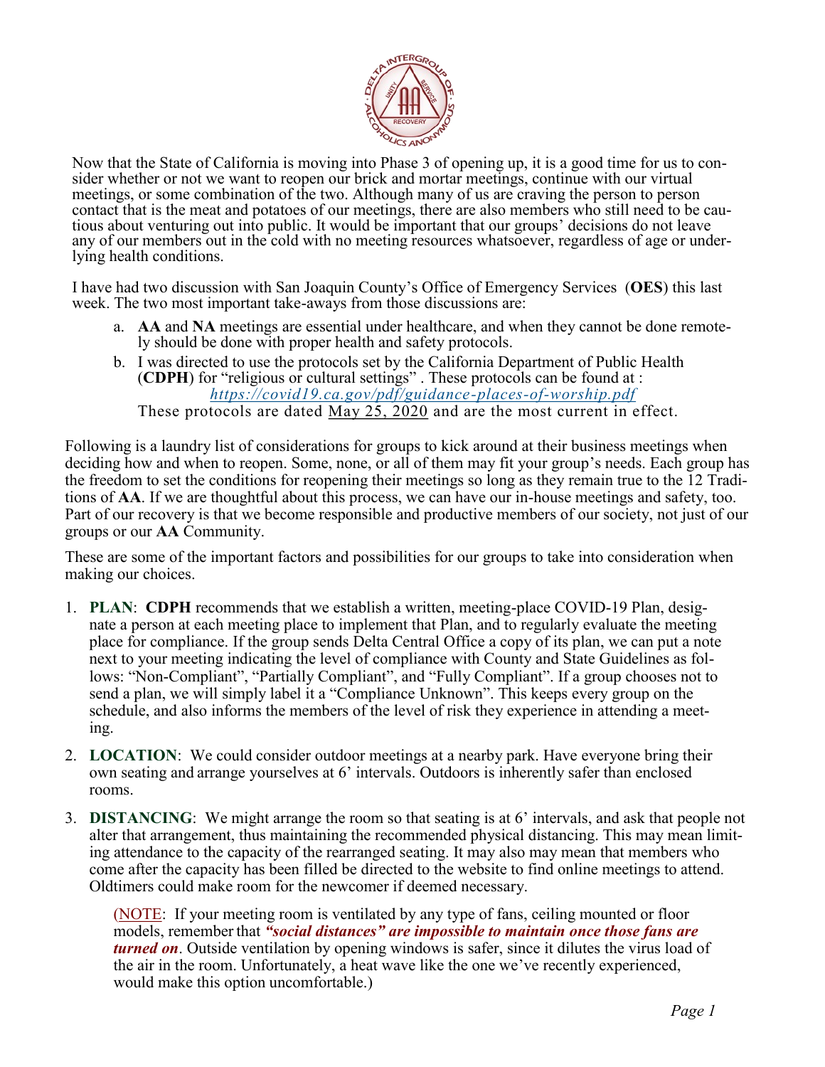Now that the State of California is moving into Phase 3 of opening up, it is a good time for us to consider whether or not we want to reopen our brick and mortar meetings, continue with our virtual meetings, or some combination of the two. Although many of us are craving the person to person contact that is the meat and potatoes of our meetings, there are also members who still need to be cautious about venturing out into public. It would be important that our groups' decisions do not leave any of our members out in the cold with no meeting resources whatsoever, regardless of age or underlying health conditions.

I have had two discussion with San Joaquin County's Office of Emergency Services (**OES**) this last week. The two most important take-aways from those discussions are:

a. **AA** and **NA** meetings are essential under healthcare, and when they cannot be done remotely should be done with proper health and safety protocols.
b. I was directed to use the protocols set by the California Department of Public Health (**CDPH**) for "religious or cultural settings" . These protocols can be found at : *https://covid19.ca.gov/pdf/guidance-places-of-worship.pdf*
These protocols are dated May 25, 2020 and are the most current in effect.

Following is a laundry list of considerations for groups to kick around at their business meetings when deciding how and when to reopen. Some, none, or all of them may fit your group's needs. Each group has the freedom to set the conditions for reopening their meetings so long as they remain true to the 12 Traditions of **AA**. If we are thoughtful about this process, we can have our in-house meetings and safety, too. Part of our recovery is that we become responsible and productive members of our society, not just of our groups or our **AA** Community.

These are some of the important factors and possibilities for our groups to take into consideration when making our choices.

1. **PLAN**: **CDPH** recommends that we establish a written, meeting-place COVID-19 Plan, designate a person at each meeting place to implement that Plan, and to regularly evaluate the meeting place for compliance. If the group sends Delta Central Office a copy of its plan, we can put a note next to your meeting indicating the level of compliance with County and State Guidelines as follows: "Non-Compliant", "Partially Compliant", and "Fully Compliant". If a group chooses not to send a plan, we will simply label it a "Compliance Unknown". This keeps every group on the schedule, and also informs the members of the level of risk they experience in attending a meeting.
2. **LOCATION**: We could consider outdoor meetings at a nearby park. Have everyone bring their own seating and arrange yourselves at 6' intervals. Outdoors is inherently safer than enclosed rooms.
3. **DISTANCING**: We might arrange the room so that seating is at 6' intervals, and ask that people not alter that arrangement, thus maintaining the recommended physical distancing. This may mean limiting attendance to the capacity of the rearranged seating. It may also may mean that members who come after the capacity has been filled be directed to the website to find online meetings to attend. Oldtimers could make room for the newcomer if deemed necessary.

   (NOTE: If your meeting room is ventilated by any type of fans, ceiling mounted or floor models, remember that ***"social distances" are impossible to maintain once those fans are turned on***. Outside ventilation by opening windows is safer, since it dilutes the virus load of the air in the room. Unfortunately, a heat wave like the one we've recently experienced, would make this option uncomfortable.)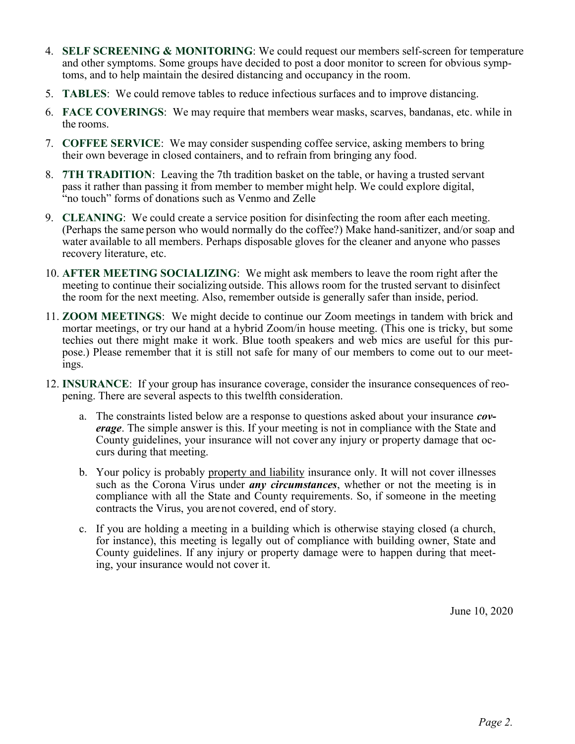4. **SELF SCREENING & MONITORING**: We could request our members self-screen for temperature and other symptoms. Some groups have decided to post a door monitor to screen for obvious symptoms, and to help maintain the desired distancing and occupancy in the room.
5. **TABLES**: We could remove tables to reduce infectious surfaces and to improve distancing.
6. **FACE COVERINGS**: We may require that members wear masks, scarves, bandanas, etc. while in the rooms.
7. **COFFEE SERVICE**: We may consider suspending coffee service, asking members to bring their own beverage in closed containers, and to refrain from bringing any food.
8. **7TH TRADITION**: Leaving the 7th tradition basket on the table, or having a trusted servant pass it rather than passing it from member to member might help. We could explore digital, "no touch" forms of donations such as Venmo and Zelle
9. **CLEANING**: We could create a service position for disinfecting the room after each meeting. (Perhaps the same person who would normally do the coffee?) Make hand-sanitizer, and/or soap and water available to all members. Perhaps disposable gloves for the cleaner and anyone who passes recovery literature, etc.
10. **AFTER MEETING SOCIALIZING**: We might ask members to leave the room right after the meeting to continue their socializing outside. This allows room for the trusted servant to disinfect the room for the next meeting. Also, remember outside is generally safer than inside, period.
11. **ZOOM MEETINGS**: We might decide to continue our Zoom meetings in tandem with brick and mortar meetings, or try our hand at a hybrid Zoom/in house meeting. (This one is tricky, but some techies out there might make it work. Blue tooth speakers and web mics are useful for this purpose.) Please remember that it is still not safe for many of our members to come out to our meetings.
12. **INSURANCE**: If your group has insurance coverage, consider the insurance consequences of reopening. There are several aspects to this twelfth consideration.
    a. The constraints listed below are a response to questions asked about your insurance ***coverage***. The simple answer is this. If your meeting is not in compliance with the State and County guidelines, your insurance will not cover any injury or property damage that occurs during that meeting.
    b. Your policy is probably property and liability insurance only. It will not cover illnesses such as the Corona Virus under ***any circumstances***, whether or not the meeting is in compliance with all the State and County requirements. So, if someone in the meeting contracts the Virus, you are not covered, end of story.
    c. If you are holding a meeting in a building which is otherwise staying closed (a church, for instance), this meeting is legally out of compliance with building owner, State and County guidelines. If any injury or property damage were to happen during that meeting, your insurance would not cover it.

June 10, 2020